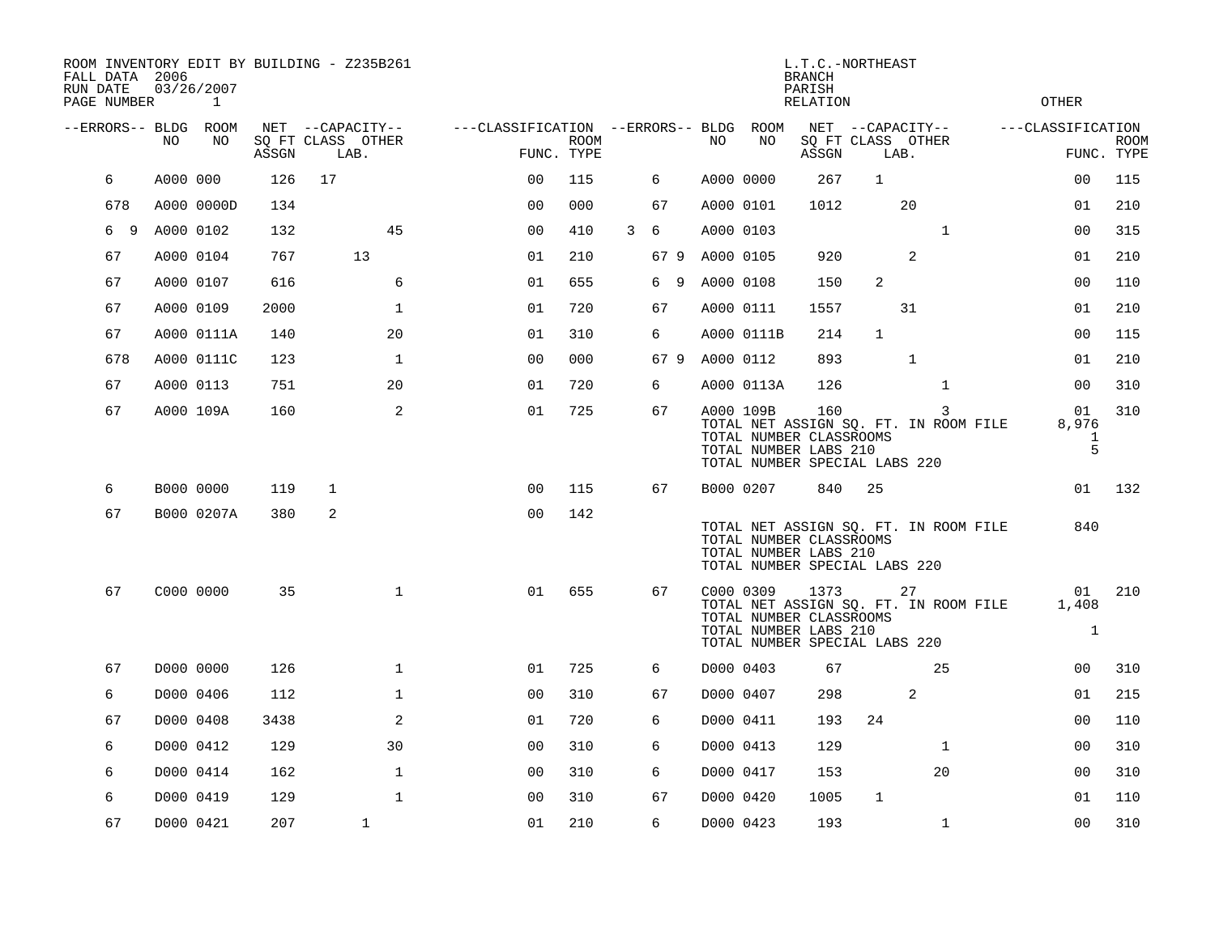ROOM INVENTORY EDIT BY BUILDING - Z235B261
FALL DATA 2006
RUN DATE 03/26/2007

L.T.C.-NORTHEAST
BRANCH
PARISH
RELATION
OTHER

| --ERRORS-- | BLDG NO | ROOM NO | NET ASSGN | CAPACITY CLASS | CAPACITY LAB. | CAPACITY OTHER | CLASSIFICATION FUNC. | ROOM TYPE | --ERRORS-- | BLDG NO | ROOM NO | NET ASSGN | CAPACITY CLASS | CAPACITY LAB. | CAPACITY OTHER | CLASSIFICATION FUNC. | ROOM TYPE |
|---|---|---|---|---|---|---|---|---|---|---|---|---|---|---|---|---|---|
| 6 | A000 | 000 | 126 | 17 | | | 00 | 115 | 6 | A000 | 0000 | 267 | 1 | | | 00 | 115 |
| 678 | A000 | 0000D | 134 | | | | 00 | 000 | 67 | A000 | 0101 | 1012 | | 20 | | 01 | 210 |
| 6 9 | A000 | 0102 | 132 | | | 45 | 00 | 410 | 3 6 | A000 | 0103 | | | | 1 | 00 | 315 |
| 67 | A000 | 0104 | 767 | | 13 | | 01 | 210 | 67 9 | A000 | 0105 | 920 | | 2 | | 01 | 210 |
| 67 | A000 | 0107 | 616 | | | 6 | 01 | 655 | 6 9 | A000 | 0108 | 150 | 2 | | | 00 | 110 |
| 67 | A000 | 0109 | 2000 | | | 1 | 01 | 720 | 67 | A000 | 0111 | 1557 | | 31 | | 01 | 210 |
| 67 | A000 | 0111A | 140 | | | 20 | 01 | 310 | 6 | A000 | 0111B | 214 | 1 | | | 00 | 115 |
| 678 | A000 | 0111C | 123 | | | 1 | 00 | 000 | 67 9 | A000 | 0112 | 893 | | 1 | | 01 | 210 |
| 67 | A000 | 0113 | 751 | | | 20 | 01 | 720 | 6 | A000 | 0113A | 126 | | | 1 | 00 | 310 |
| 67 | A000 | 109A | 160 | | | 2 | 01 | 725 | 67 | A000 | 109B | 160 | | | 3 | 01 | 310 |
| | | | | | | | | | | TOTAL NET ASSIGN SQ. FT. IN ROOM FILE | | | | | | 8,976 | |
| | | | | | | | | | | TOTAL NUMBER CLASSROOMS | | | | | | 1 | |
| | | | | | | | | | | TOTAL NUMBER LABS 210 | | | | | | 5 | |
| | | | | | | | | | | TOTAL NUMBER SPECIAL LABS 220 | | | | | | | |
| 6 | B000 | 0000 | 119 | 1 | | | 00 | 115 | 67 | B000 | 0207 | 840 | 25 | | | 01 | 132 |
| 67 | B000 | 0207A | 380 | 2 | | | 00 | 142 | | | | | | | | | |
| | | | | | | | | | | TOTAL NET ASSIGN SQ. FT. IN ROOM FILE | | | | | | 840 | |
| | | | | | | | | | | TOTAL NUMBER CLASSROOMS | | | | | | | |
| | | | | | | | | | | TOTAL NUMBER LABS 210 | | | | | | | |
| | | | | | | | | | | TOTAL NUMBER SPECIAL LABS 220 | | | | | | | |
| 67 | C000 | 0000 | 35 | | | 1 | 01 | 655 | 67 | C000 | 0309 | 1373 | | 27 | | 01 | 210 |
| | | | | | | | | | | TOTAL NET ASSIGN SQ. FT. IN ROOM FILE | | | | | | 1,408 | |
| | | | | | | | | | | TOTAL NUMBER CLASSROOMS | | | | | | | |
| | | | | | | | | | | TOTAL NUMBER LABS 210 | | | | | | 1 | |
| | | | | | | | | | | TOTAL NUMBER SPECIAL LABS 220 | | | | | | | |
| 67 | D000 | 0000 | 126 | | | 1 | 01 | 725 | 6 | D000 | 0403 | 67 | | | 25 | 00 | 310 |
| 6 | D000 | 0406 | 112 | | | 1 | 00 | 310 | 67 | D000 | 0407 | 298 | | 2 | | 01 | 215 |
| 67 | D000 | 0408 | 3438 | | | 2 | 01 | 720 | 6 | D000 | 0411 | 193 | 24 | | | 00 | 110 |
| 6 | D000 | 0412 | 129 | | | 30 | 00 | 310 | 6 | D000 | 0413 | 129 | | | 1 | 00 | 310 |
| 6 | D000 | 0414 | 162 | | | 1 | 00 | 310 | 6 | D000 | 0417 | 153 | | | 20 | 00 | 310 |
| 6 | D000 | 0419 | 129 | | | 1 | 00 | 310 | 67 | D000 | 0420 | 1005 | 1 | | | 01 | 110 |
| 67 | D000 | 0421 | 207 | | 1 | | 01 | 210 | 6 | D000 | 0423 | 193 | | | 1 | 00 | 310 |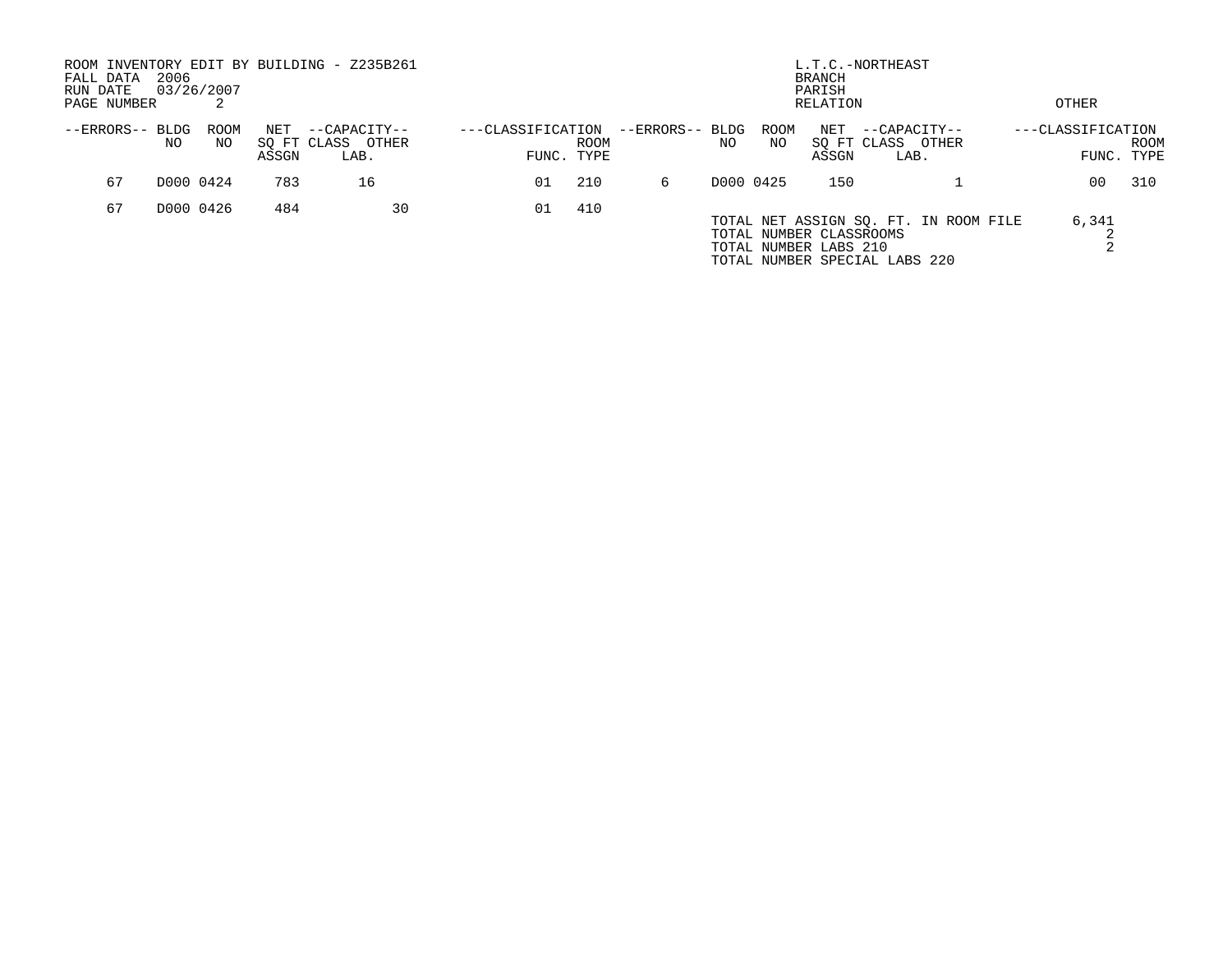ROOM INVENTORY EDIT BY BUILDING - Z235B261
FALL DATA 2006
RUN DATE 03/26/2007
PAGE NUMBER 2

L.T.C.-NORTHEAST
BRANCH
PARISH
RELATION
OTHER

| --ERRORS-- | BLDG NO | ROOM NO | NET SQ FT ASSGN | --CAPACITY-- CLASS | LAB. OTHER | ---CLASSIFICATION FUNC. | ROOM TYPE | --ERRORS-- | BLDG NO | ROOM NO | NET SQ FT ASSGN | --CAPACITY-- CLASS | LAB. OTHER | ---CLASSIFICATION FUNC. | ROOM TYPE |
|---|---|---|---|---|---|---|---|---|---|---|---|---|---|---|---|
| 67 | D000 | 0424 | 783 | 16 | | 01 | 210 | 6 | D000 | 0425 | 150 | | 1 | 00 | 310 |
| 67 | D000 | 0426 | 484 | | 30 | 01 | 410 | | | | | | | | |

| | |
|---|---|
| TOTAL NET ASSIGN SQ. FT. IN ROOM FILE | 6,341 |
| TOTAL NUMBER CLASSROOMS | 2 |
| TOTAL NUMBER LABS 210 | 2 |
| TOTAL NUMBER SPECIAL LABS 220 | |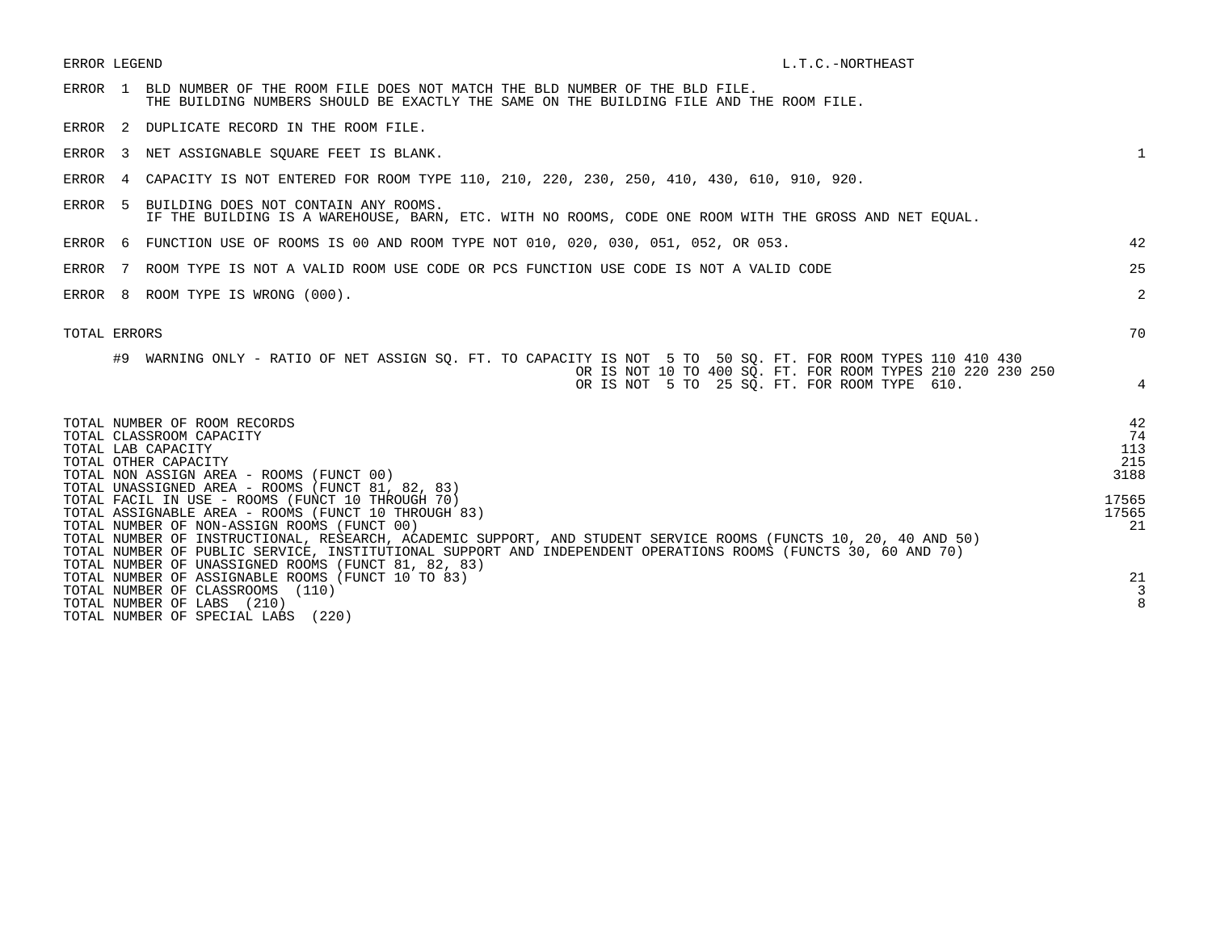ERROR LEGEND L.T.C.-NORTHEAST

| | | |
|---|---|---|
| ERROR 1 | BLD NUMBER OF THE ROOM FILE DOES NOT MATCH THE BLD NUMBER OF THE BLD FILE. THE BUILDING NUMBERS SHOULD BE EXACTLY THE SAME ON THE BUILDING FILE AND THE ROOM FILE. | |
| ERROR 2 | DUPLICATE RECORD IN THE ROOM FILE. | |
| ERROR 3 | NET ASSIGNABLE SQUARE FEET IS BLANK. | 1 |
| ERROR 4 | CAPACITY IS NOT ENTERED FOR ROOM TYPE 110, 210, 220, 230, 250, 410, 430, 610, 910, 920. | |
| ERROR 5 | BUILDING DOES NOT CONTAIN ANY ROOMS. IF THE BUILDING IS A WAREHOUSE, BARN, ETC. WITH NO ROOMS, CODE ONE ROOM WITH THE GROSS AND NET EQUAL. | |
| ERROR 6 | FUNCTION USE OF ROOMS IS 00 AND ROOM TYPE NOT 010, 020, 030, 051, 052, OR 053. | 42 |
| ERROR 7 | ROOM TYPE IS NOT A VALID ROOM USE CODE OR PCS FUNCTION USE CODE IS NOT A VALID CODE | 25 |
| ERROR 8 | ROOM TYPE IS WRONG (000). | 2 |
| TOTAL ERRORS | | 70 |
| #9 | WARNING ONLY - RATIO OF NET ASSIGN SQ. FT. TO CAPACITY IS NOT 5 TO 50 SQ. FT. FOR ROOM TYPES 110 410 430 OR IS NOT 10 TO 400 SQ. FT. FOR ROOM TYPES 210 220 230 250 OR IS NOT 5 TO 25 SQ. FT. FOR ROOM TYPE 610. | 4 |

| | |
|---|---|
| TOTAL NUMBER OF ROOM RECORDS | 42 |
| TOTAL CLASSROOM CAPACITY | 74 |
| TOTAL LAB CAPACITY | 113 |
| TOTAL OTHER CAPACITY | 215 |
| TOTAL NON ASSIGN AREA - ROOMS (FUNCT 00) | 3188 |
| TOTAL UNASSIGNED AREA - ROOMS (FUNCT 81, 82, 83) | |
| TOTAL FACIL IN USE - ROOMS (FUNCT 10 THROUGH 70) | 17565 |
| TOTAL ASSIGNABLE AREA - ROOMS (FUNCT 10 THROUGH 83) | 17565 |
| TOTAL NUMBER OF NON-ASSIGN ROOMS (FUNCT 00) | 21 |
| TOTAL NUMBER OF INSTRUCTIONAL, RESEARCH, ACADEMIC SUPPORT, AND STUDENT SERVICE ROOMS (FUNCTS 10, 20, 40 AND 50) | |
| TOTAL NUMBER OF PUBLIC SERVICE, INSTITUTIONAL SUPPORT AND INDEPENDENT OPERATIONS ROOMS (FUNCTS 30, 60 AND 70) | |
| TOTAL NUMBER OF UNASSIGNED ROOMS (FUNCT 81, 82, 83) | |
| TOTAL NUMBER OF ASSIGNABLE ROOMS (FUNCT 10 TO 83) | 21 |
| TOTAL NUMBER OF CLASSROOMS (110) | 3 |
| TOTAL NUMBER OF LABS (210) | 8 |
| TOTAL NUMBER OF SPECIAL LABS (220) | |